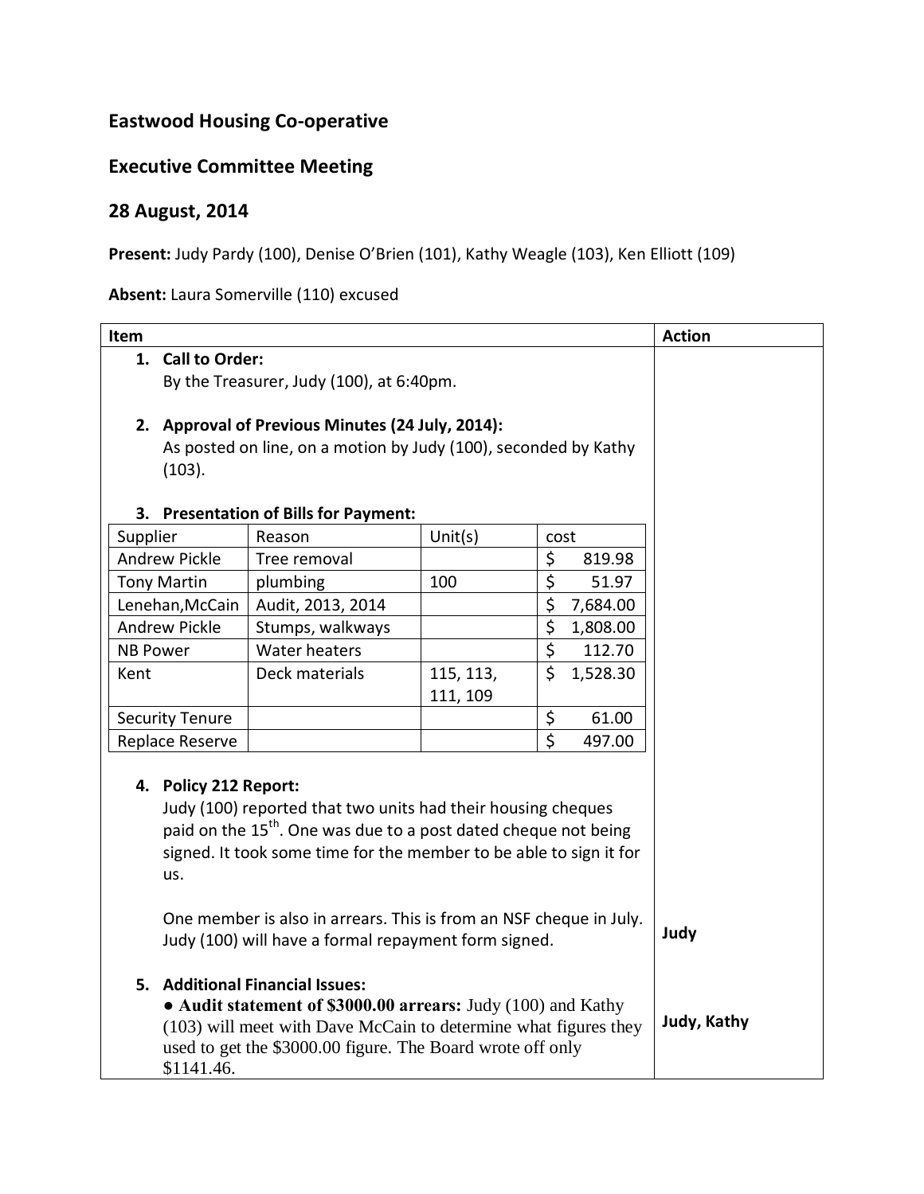## Eastwood Housing Co-operative

## Executive Committee Meeting

## 28 August, 2014

**Present:** Judy Pardy (100), Denise O'Brien (101), Kathy Weagle (103), Ken Elliott (109)

**Absent:** Laura Somerville (110) excused

| Item | Action |
|---|---|
| **1. Call to Order:** By the Treasurer, Judy (100), at 6:40pm. | |
| **2. Approval of Previous Minutes (24 July, 2014):** As posted on line, on a motion by Judy (100), seconded by Kathy (103). | |
| **3. Presentation of Bills for Payment:** (see table below) | |
| **4. Policy 212 Report:** Judy (100) reported that two units had their housing cheques paid on the 15th. One was due to a post dated cheque not being signed. It took some time for the member to be able to sign it for us. | |
| One member is also in arrears. This is from an NSF cheque in July. Judy (100) will have a formal repayment form signed. | **Judy** |
| **5. Additional Financial Issues:** ● **Audit statement of $3000.00 arrears:** Judy (100) and Kathy (103) will meet with Dave McCain to determine what figures they used to get the $3000.00 figure. The Board wrote off only $1141.46. | **Judy, Kathy** |

| Supplier | Reason | Unit(s) | cost |
|---|---|---|---|
| Andrew Pickle | Tree removal | | $ 819.98 |
| Tony Martin | plumbing | 100 | $ 51.97 |
| Lenehan,McCain | Audit, 2013, 2014 | | $ 7,684.00 |
| Andrew Pickle | Stumps, walkways | | $ 1,808.00 |
| NB Power | Water heaters | | $ 112.70 |
| Kent | Deck materials | 115, 113, 111, 109 | $ 1,528.30 |
| Security Tenure | | | $ 61.00 |
| Replace Reserve | | | $ 497.00 |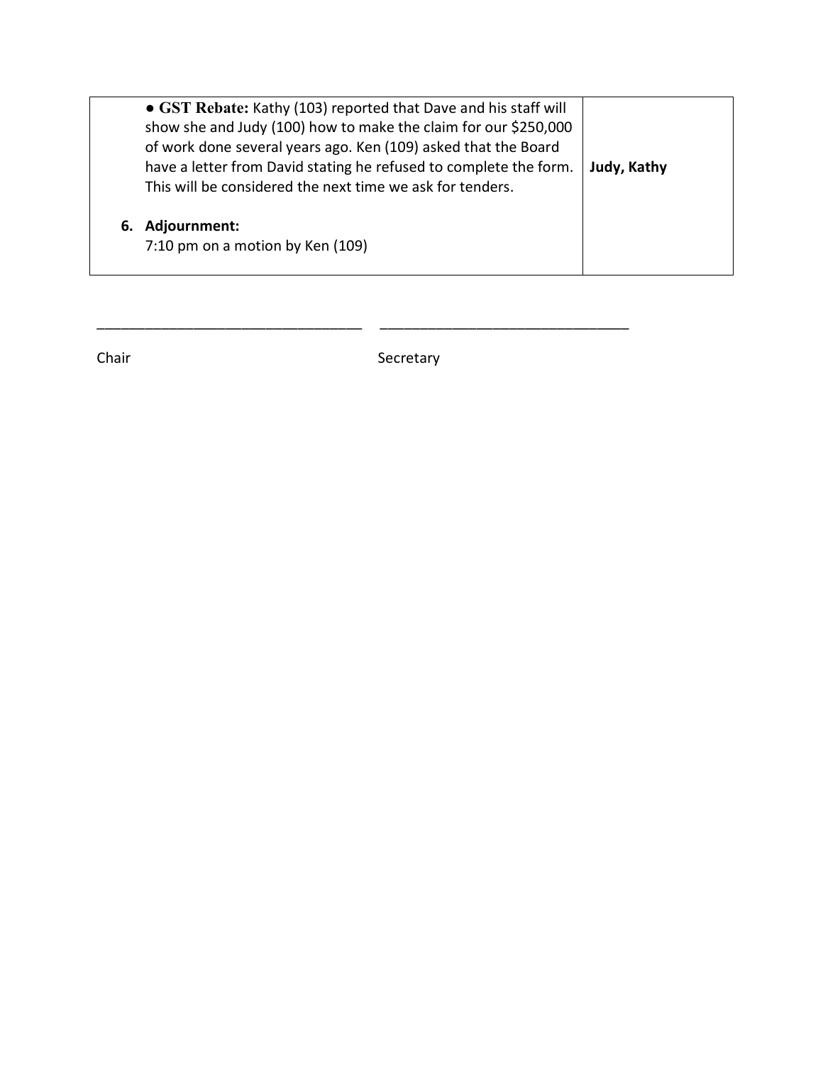| | |
|---|---|
| ● **GST Rebate:** Kathy (103) reported that Dave and his staff will show she and Judy (100) how to make the claim for our $250,000 of work done several years ago. Ken (109) asked that the Board have a letter from David stating he refused to complete the form. This will be considered the next time we ask for tenders.<br><br>**6. Adjournment:**<br>7:10 pm on a motion by Ken (109) | **Judy, Kathy** |

_________________________________ _______________________________

Chair Secretary